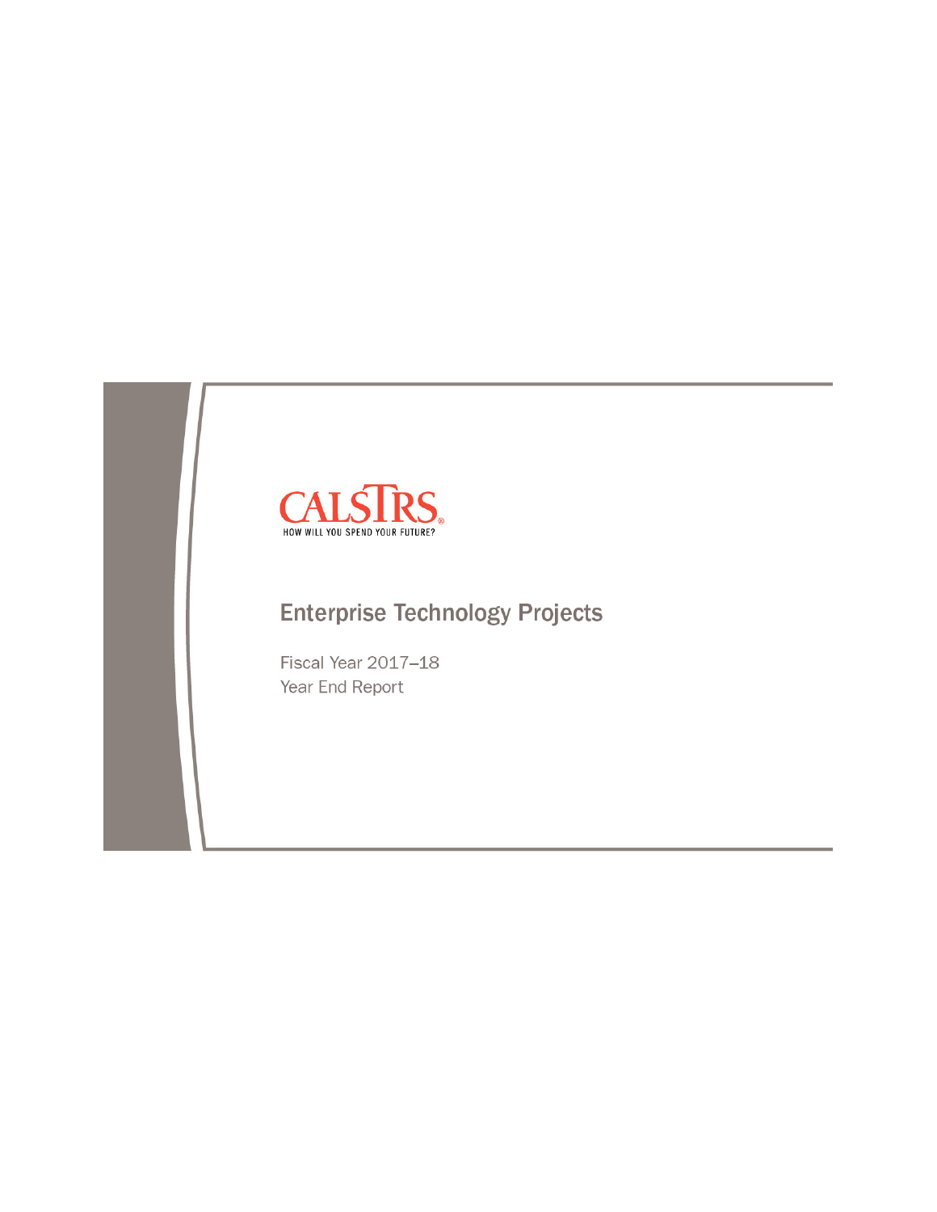CALSTRS

HOW WILL YOU SPEND YOUR FUTURE?

# Enterprise Technology Projects

Fiscal Year 2017–18

Year End Report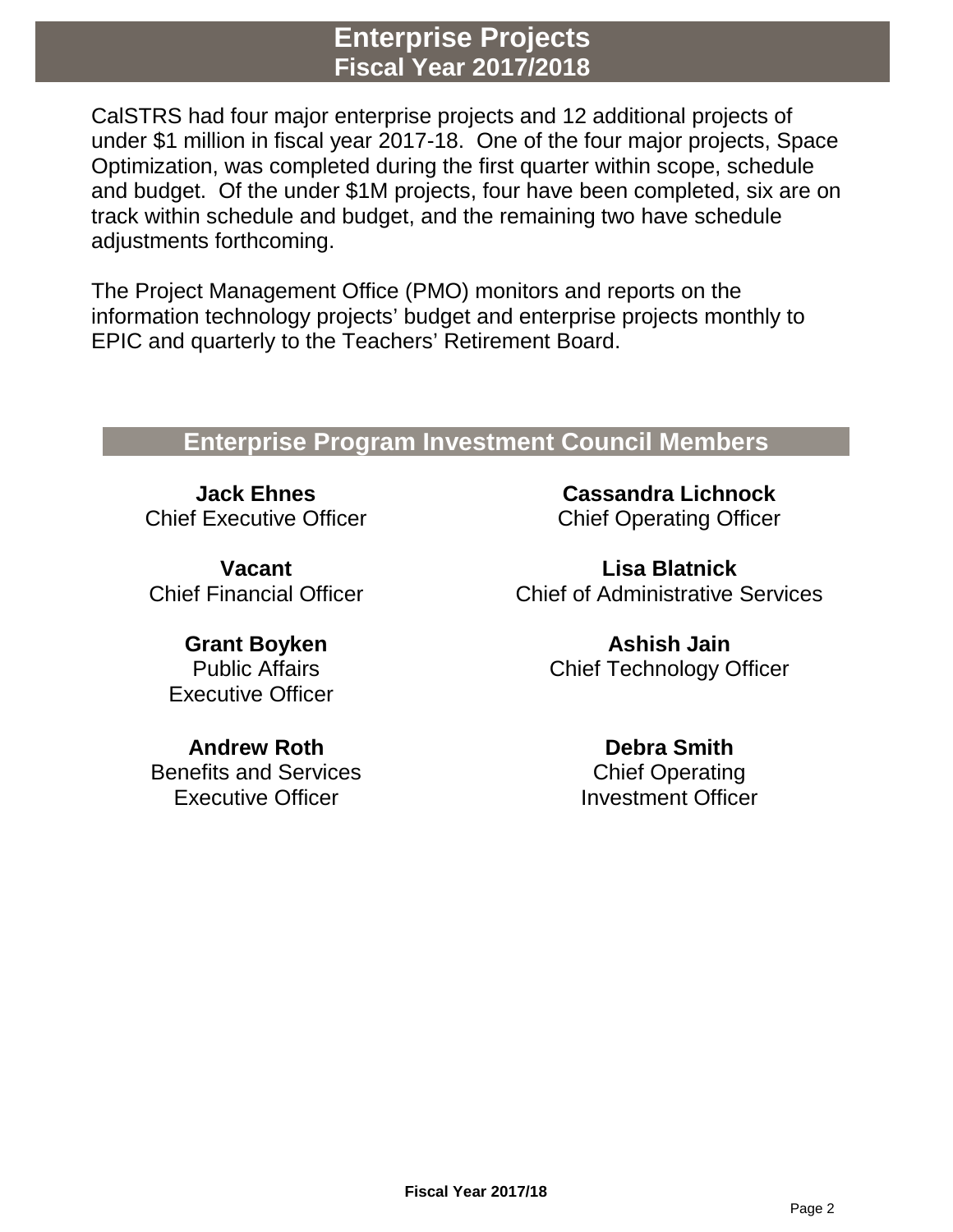# Enterprise Projects
## Fiscal Year 2017/2018

CalSTRS had four major enterprise projects and 12 additional projects of under $1 million in fiscal year 2017-18. One of the four major projects, Space Optimization, was completed during the first quarter within scope, schedule and budget. Of the under $1M projects, four have been completed, six are on track within schedule and budget, and the remaining two have schedule adjustments forthcoming.

The Project Management Office (PMO) monitors and reports on the information technology projects' budget and enterprise projects monthly to EPIC and quarterly to the Teachers' Retirement Board.

## Enterprise Program Investment Council Members

**Jack Ehnes**
Chief Executive Officer

**Cassandra Lichnock**
Chief Operating Officer

**Vacant**
Chief Financial Officer

**Lisa Blatnick**
Chief of Administrative Services

**Grant Boyken**
Public Affairs Executive Officer

**Ashish Jain**
Chief Technology Officer

**Andrew Roth**
Benefits and Services Executive Officer

**Debra Smith**
Chief Operating Investment Officer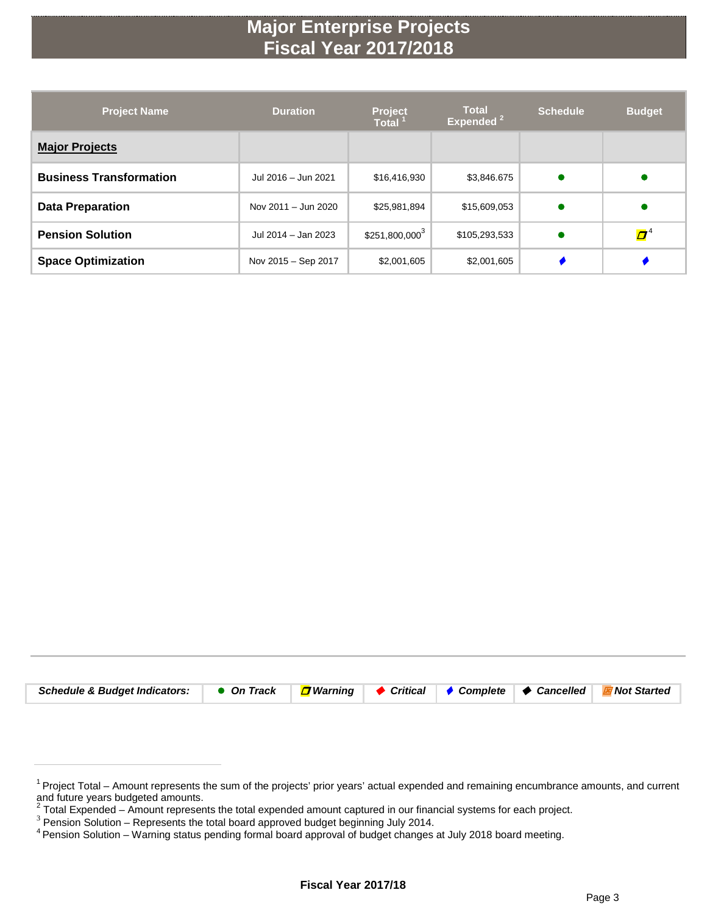# Major Enterprise Projects
# Fiscal Year 2017/2018

| Project Name | Duration | Project Total [1] | Total Expended [2] | Schedule | Budget |
|---|---|---|---|---|---|
| **Major Projects** | | | | | |
| **Business Transformation** | Jul 2016 – Jun 2021 | $16,416,930 | $3,846.675 | ● | ● |
| **Data Preparation** | Nov 2011 – Jun 2020 | $25,981,894 | $15,609,053 | ● | ● |
| **Pension Solution** | Jul 2014 – Jan 2023 | $251,800,000[3] | $105,293,533 | ● | Warning [4] |
| **Space Optimization** | Nov 2015 – Sep 2017 | $2,001,605 | $2,001,605 | ♦ | ♦ |

| *Schedule & Budget Indicators:* | ● *On Track* | *Warning* | ♦ *Critical* | ♦ *Complete* | ♦ *Cancelled* | *Not Started* |
|---|---|---|---|---|---|---|

[1] Project Total – Amount represents the sum of the projects' prior years' actual expended and remaining encumbrance amounts, and current and future years budgeted amounts.

[2] Total Expended – Amount represents the total expended amount captured in our financial systems for each project.

[3] Pension Solution – Represents the total board approved budget beginning July 2014.

[4] Pension Solution – Warning status pending formal board approval of budget changes at July 2018 board meeting.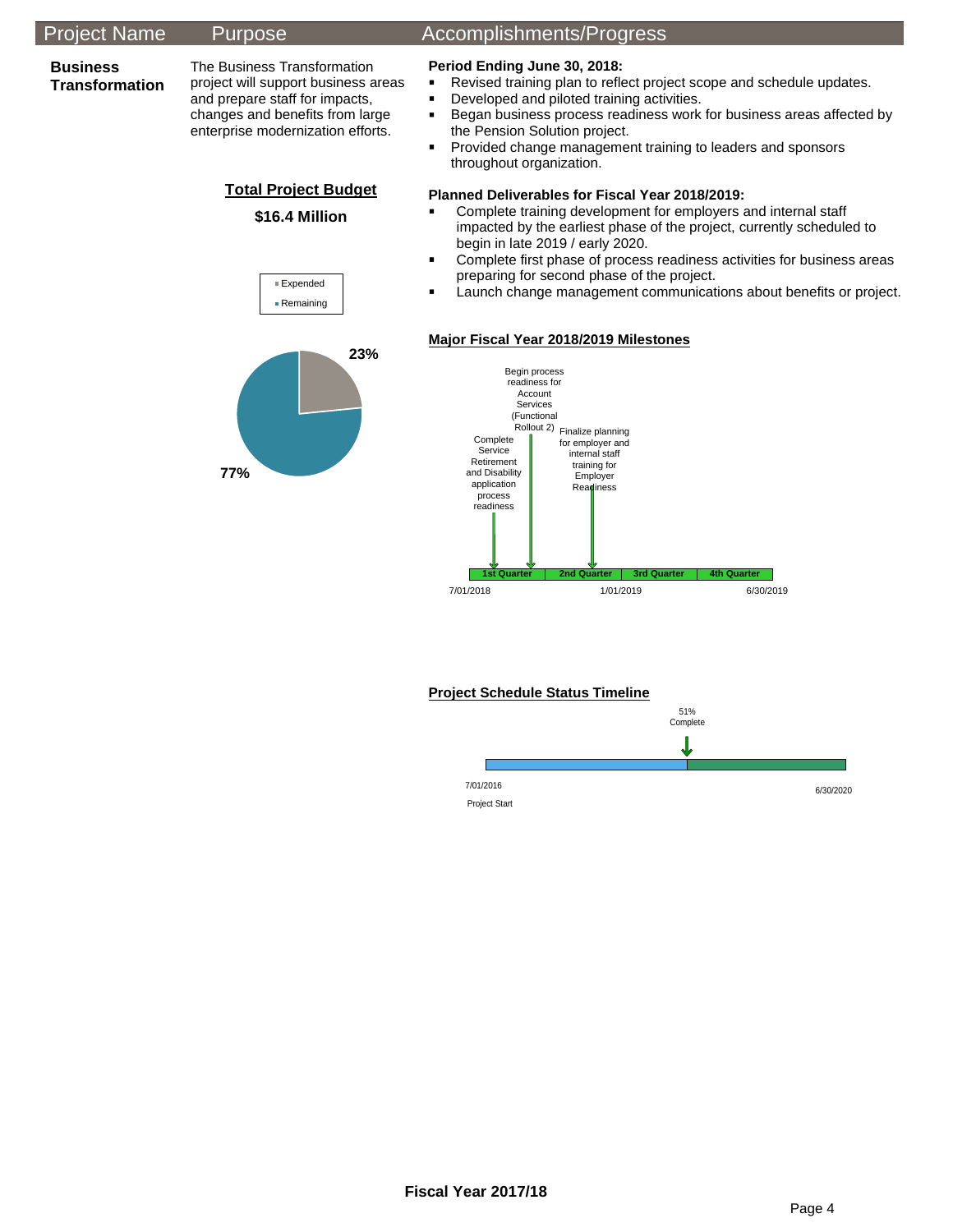| Project Name | Purpose | Accomplishments/Progress |
| --- | --- | --- |

**Business Transformation**

The Business Transformation project will support business areas and prepare staff for impacts, changes and benefits from large enterprise modernization efforts.

**Total Project Budget**

**$16.4 Million**

- Expended: 23%
- Remaining: 77%

**Period Ending June 30, 2018:**

- Revised training plan to reflect project scope and schedule updates.
- Developed and piloted training activities.
- Began business process readiness work for business areas affected by the Pension Solution project.
- Provided change management training to leaders and sponsors throughout organization.

**Planned Deliverables for Fiscal Year 2018/2019:**

- Complete training development for employers and internal staff impacted by the earliest phase of the project, currently scheduled to begin in late 2019 / early 2020.
- Complete first phase of process readiness activities for business areas preparing for second phase of the project.
- Launch change management communications about benefits or project.

**Major Fiscal Year 2018/2019 Milestones**

7/01/2018 – 1/01/2019 – 6/30/2019

1st Quarter | 2nd Quarter | 3rd Quarter | 4th Quarter

- Complete Service Retirement and Disability application process readiness (1st Quarter)
- Begin process readiness for Account Services (Functional Rollout 2) (1st Quarter)
- Finalize planning for employer and internal staff training for Employer Readiness (2nd Quarter)

**Project Schedule Status Timeline**

7/01/2016 Project Start – 6/30/2020

51% Complete

**Fiscal Year 2017/18**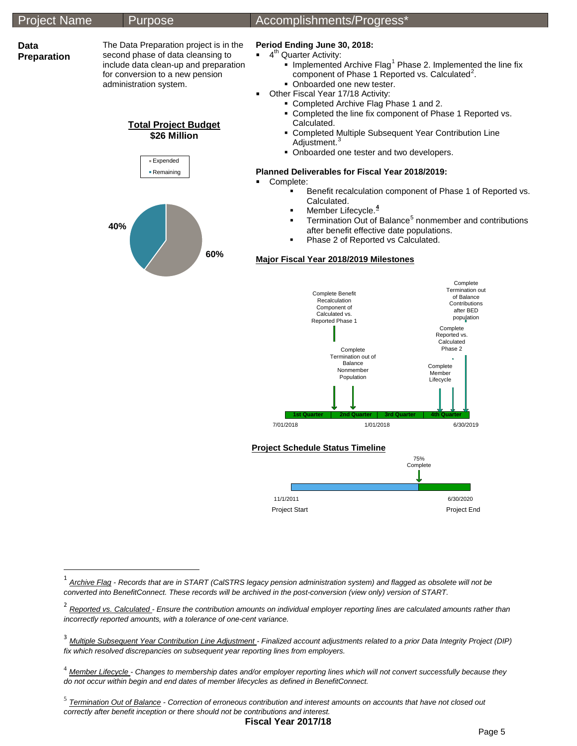| Project Name | Purpose | Accomplishments/Progress* |
| --- | --- | --- |

**Data Preparation**

The Data Preparation project is in the second phase of data cleansing to include data clean-up and preparation for conversion to a new pension administration system.

**Total Project Budget**
**$26 Million**

- Expended: 60%
- Remaining: 40%

**Period Ending June 30, 2018:**

- 4th Quarter Activity:
  - Implemented Archive Flag[1] Phase 2. Implemented the line fix component of Phase 1 Reported vs. Calculated[2].
  - Onboarded one new tester.
- Other Fiscal Year 17/18 Activity:
  - Completed Archive Flag Phase 1 and 2.
  - Completed the line fix component of Phase 1 Reported vs. Calculated.
  - Completed Multiple Subsequent Year Contribution Line Adjustment.[3]
  - Onboarded one tester and two developers.

**Planned Deliverables for Fiscal Year 2018/2019:**

- Complete:
  - Benefit recalculation component of Phase 1 of Reported vs. Calculated.
  - Member Lifecycle.[4]
  - Termination Out of Balance[5] nonmember and contributions after benefit effective date populations.
  - Phase 2 of Reported vs Calculated.

**Major Fiscal Year 2018/2019 Milestones**

Timeline: 7/01/2018 – 1/01/2018 – 6/30/2019 (1st Quarter, 2nd Quarter, 3rd Quarter, 4th Quarter)

- 2nd Quarter: Complete Benefit Recalculation Component of Calculated vs. Reported Phase 1
- 2nd Quarter: Complete Termination out of Balance Nonmember Population
- 4th Quarter: Complete Member Lifecycle
- 4th Quarter: Complete Reported vs. Calculated Phase 2
- 4th Quarter: Complete Termination out of Balance Contributions after BED population

**Project Schedule Status Timeline**

- Project Start: 11/1/2011
- 75% Complete
- Project End: 6/30/2020

---

[1] *Archive Flag - Records that are in START (CalSTRS legacy pension administration system) and flagged as obsolete will not be converted into BenefitConnect. These records will be archived in the post-conversion (view only) version of START.*

[2] *Reported vs. Calculated - Ensure the contribution amounts on individual employer reporting lines are calculated amounts rather than incorrectly reported amounts, with a tolerance of one-cent variance.*

[3] *Multiple Subsequent Year Contribution Line Adjustment - Finalized account adjustments related to a prior Data Integrity Project (DIP) fix which resolved discrepancies on subsequent year reporting lines from employers.*

[4] *Member Lifecycle - Changes to membership dates and/or employer reporting lines which will not convert successfully because they do not occur within begin and end dates of member lifecycles as defined in BenefitConnect.*

[5] *Termination Out of Balance - Correction of erroneous contribution and interest amounts on accounts that have not closed out correctly after benefit inception or there should not be contributions and interest.*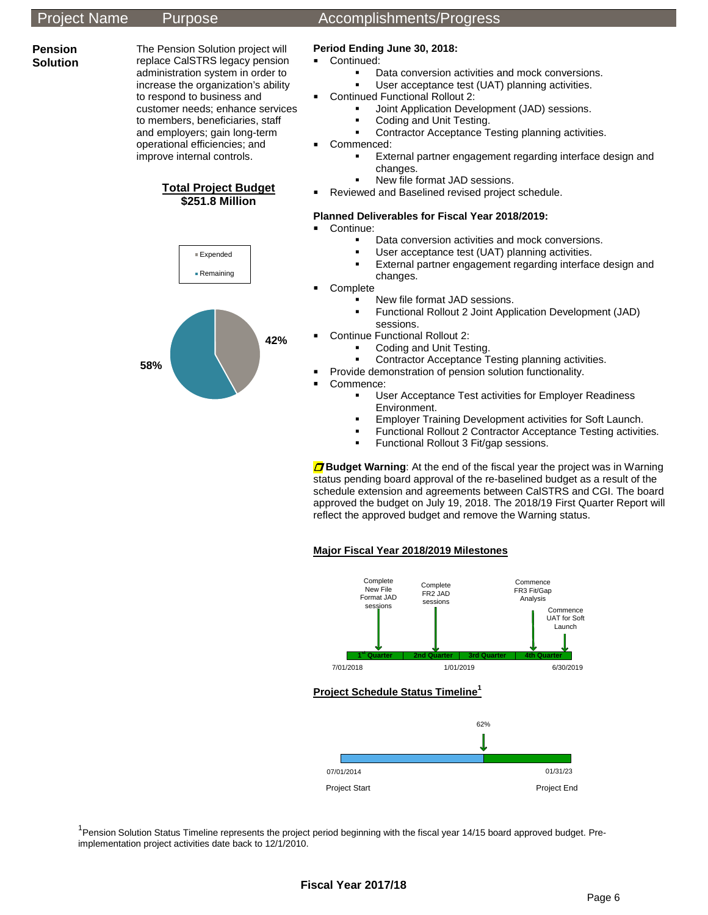| Project Name | Purpose | Accomplishments/Progress |
|---|---|---|

**Pension Solution**

The Pension Solution project will replace CalSTRS legacy pension administration system in order to increase the organization's ability to respond to business and customer needs; enhance services to members, beneficiaries, staff and employers; gain long-term operational efficiencies; and improve internal controls.

**Total Project Budget**
**$251.8 Million**

- Expended: 42%
- Remaining: 58%

**Period Ending June 30, 2018:**

- Continued:
  - Data conversion activities and mock conversions.
  - User acceptance test (UAT) planning activities.
- Continued Functional Rollout 2:
  - Joint Application Development (JAD) sessions.
  - Coding and Unit Testing.
  - Contractor Acceptance Testing planning activities.
- Commenced:
  - External partner engagement regarding interface design and changes.
  - New file format JAD sessions.
- Reviewed and Baselined revised project schedule.

**Planned Deliverables for Fiscal Year 2018/2019:**

- Continue:
  - Data conversion activities and mock conversions.
  - User acceptance test (UAT) planning activities.
  - External partner engagement regarding interface design and changes.
- Complete
  - New file format JAD sessions.
  - Functional Rollout 2 Joint Application Development (JAD) sessions.
- Continue Functional Rollout 2:
  - Coding and Unit Testing.
  - Contractor Acceptance Testing planning activities.
- Provide demonstration of pension solution functionality.
- Commence:
  - User Acceptance Test activities for Employer Readiness Environment.
  - Employer Training Development activities for Soft Launch.
  - Functional Rollout 2 Contractor Acceptance Testing activities.
  - Functional Rollout 3 Fit/gap sessions.

**Budget Warning**: At the end of the fiscal year the project was in Warning status pending board approval of the re-baselined budget as a result of the schedule extension and agreements between CalSTRS and CGI. The board approved the budget on July 19, 2018. The 2018/19 First Quarter Report will reflect the approved budget and remove the Warning status.

**Major Fiscal Year 2018/2019 Milestones**

- 1st Quarter: Complete New File Format JAD sessions
- 2nd Quarter: Complete FR2 JAD sessions
- 4th Quarter: Commence FR3 Fit/Gap Analysis
- 4th Quarter: Commence UAT for Soft Launch

7/01/2018 – 1/01/2019 – 6/30/2019

**Project Schedule Status Timeline[1]**

Project Start: 07/01/2014 — 62% — Project End: 01/31/23

[1]Pension Solution Status Timeline represents the project period beginning with the fiscal year 14/15 board approved budget. Pre-implementation project activities date back to 12/1/2010.

Fiscal Year 2017/18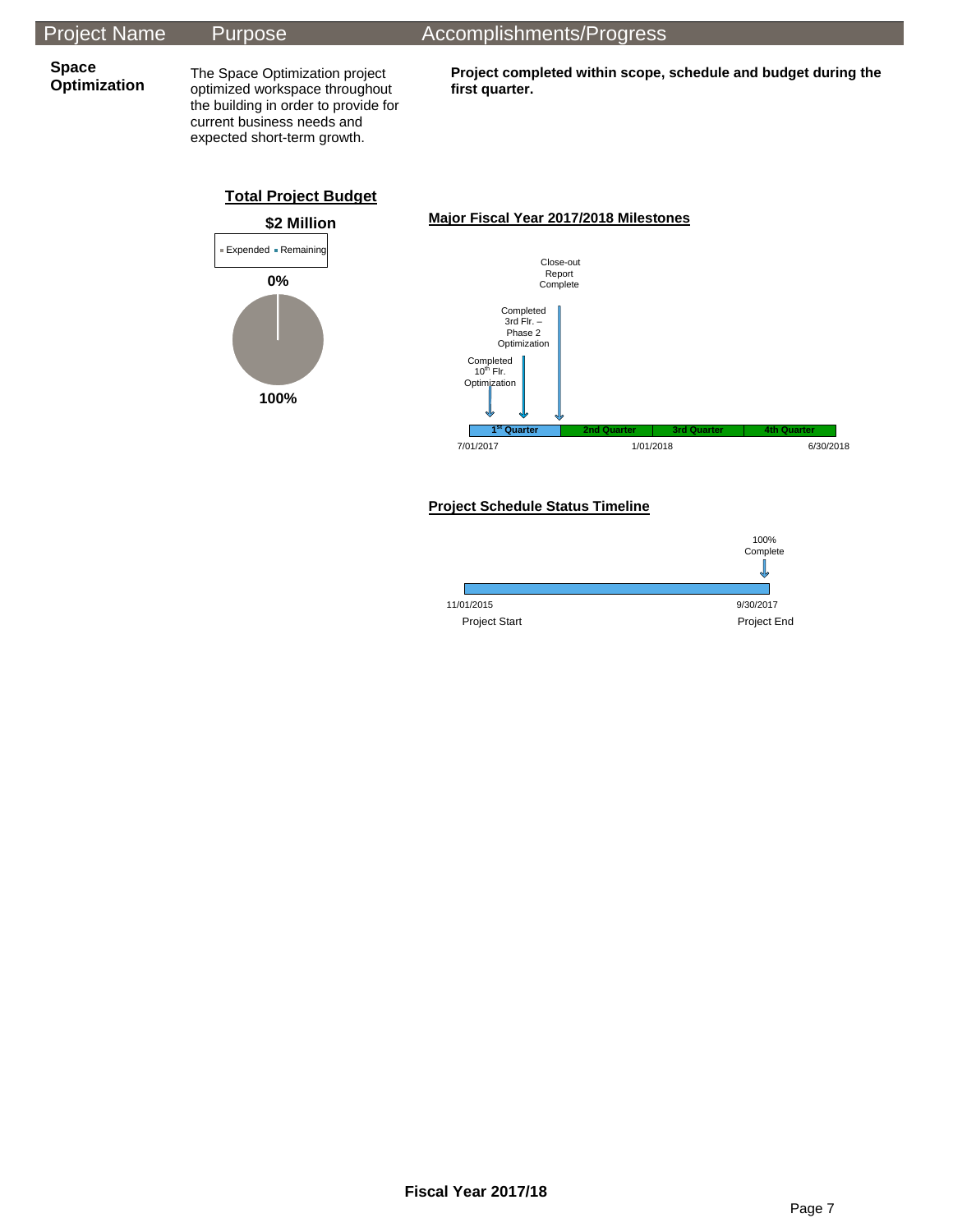| Project Name | Purpose | Accomplishments/Progress |
| --- | --- | --- |
| **Space Optimization** | The Space Optimization project optimized workspace throughout the building in order to provide for current business needs and expected short-term growth. | **Project completed within scope, schedule and budget during the first quarter.** |

**Total Project Budget**

**$2 Million**

Expended · Remaining

**0%**

**100%**

**Major Fiscal Year 2017/2018 Milestones**

- Completed 10th Flr. Optimization
- Completed 3rd Flr. – Phase 2 Optimization
- Close-out Report Complete

1st Quarter | 2nd Quarter | 3rd Quarter | 4th Quarter

7/01/2017 | 1/01/2018 | 6/30/2018

**Project Schedule Status Timeline**

100% Complete

11/01/2015 Project Start | 9/30/2017 Project End

**Fiscal Year 2017/18**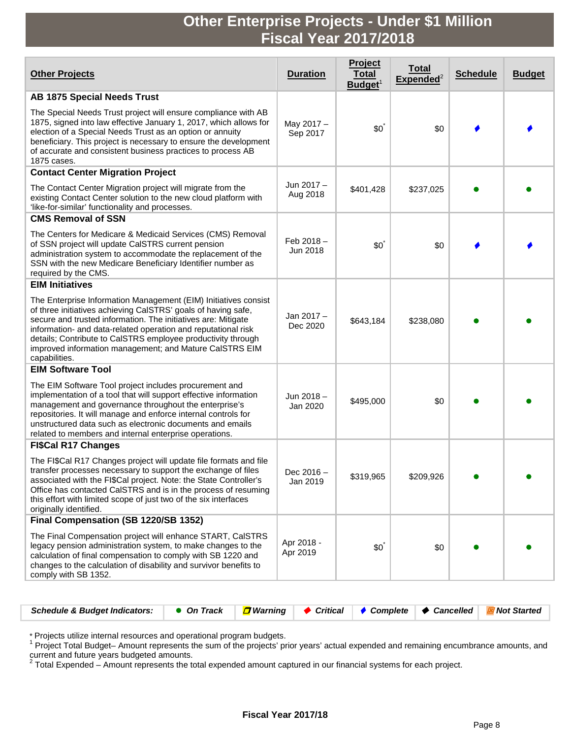# Other Enterprise Projects - Under $1 Million
# Fiscal Year 2017/2018

| Other Projects | Duration | Project Total Budget[1] | Total Expended[2] | Schedule | Budget |
|---|---|---|---|---|---|
| **AB 1875 Special Needs Trust**<br><br>The Special Needs Trust project will ensure compliance with AB 1875, signed into law effective January 1, 2017, which allows for election of a Special Needs Trust as an option or annuity beneficiary. This project is necessary to ensure the development of accurate and consistent business practices to process AB 1875 cases. | May 2017 – Sep 2017 | $0* | $0 | ♦ Complete | ♦ Complete |
| **Contact Center Migration Project**<br><br>The Contact Center Migration project will migrate from the existing Contact Center solution to the new cloud platform with 'like-for-similar' functionality and processes. | Jun 2017 – Aug 2018 | $401,428 | $237,025 | ● On Track | ● On Track |
| **CMS Removal of SSN**<br><br>The Centers for Medicare & Medicaid Services (CMS) Removal of SSN project will update CalSTRS current pension administration system to accommodate the replacement of the SSN with the new Medicare Beneficiary Identifier number as required by the CMS. | Feb 2018 – Jun 2018 | $0* | $0 | ♦ Complete | ♦ Complete |
| **EIM Initiatives**<br><br>The Enterprise Information Management (EIM) Initiatives consist of three initiatives achieving CalSTRS' goals of having safe, secure and trusted information. The initiatives are: Mitigate information- and data-related operation and reputational risk details; Contribute to CalSTRS employee productivity through improved information management; and Mature CalSTRS EIM capabilities. | Jan 2017 – Dec 2020 | $643,184 | $238,080 | ● On Track | ● On Track |
| **EIM Software Tool**<br><br>The EIM Software Tool project includes procurement and implementation of a tool that will support effective information management and governance throughout the enterprise's repositories. It will manage and enforce internal controls for unstructured data such as electronic documents and emails related to members and internal enterprise operations. | Jun 2018 – Jan 2020 | $495,000 | $0 | ● On Track | ● On Track |
| **FI$Cal R17 Changes**<br><br>The FI$Cal R17 Changes project will update file formats and file transfer processes necessary to support the exchange of files associated with the FI$Cal project. Note: the State Controller's Office has contacted CalSTRS and is in the process of resuming this effort with limited scope of just two of the six interfaces originally identified. | Dec 2016 – Jan 2019 | $319,965 | $209,926 | ● On Track | ● On Track |
| **Final Compensation (SB 1220/SB 1352)**<br><br>The Final Compensation project will enhance START, CalSTRS legacy pension administration system, to make changes to the calculation of final compensation to comply with SB 1220 and changes to the calculation of disability and survivor benefits to comply with SB 1352. | Apr 2018 - Apr 2019 | $0* | $0 | ● On Track | ● On Track |

| *Schedule & Budget Indicators:* | ● *On Track* | *Warning* | ♦ *Critical* | ♦ *Complete* | ♦ *Cancelled* | *Not Started* |
|---|---|---|---|---|---|---|

\* Projects utilize internal resources and operational program budgets.

[1] Project Total Budget– Amount represents the sum of the projects' prior years' actual expended and remaining encumbrance amounts, and current and future years budgeted amounts.

[2] Total Expended – Amount represents the total expended amount captured in our financial systems for each project.

**Fiscal Year 2017/18**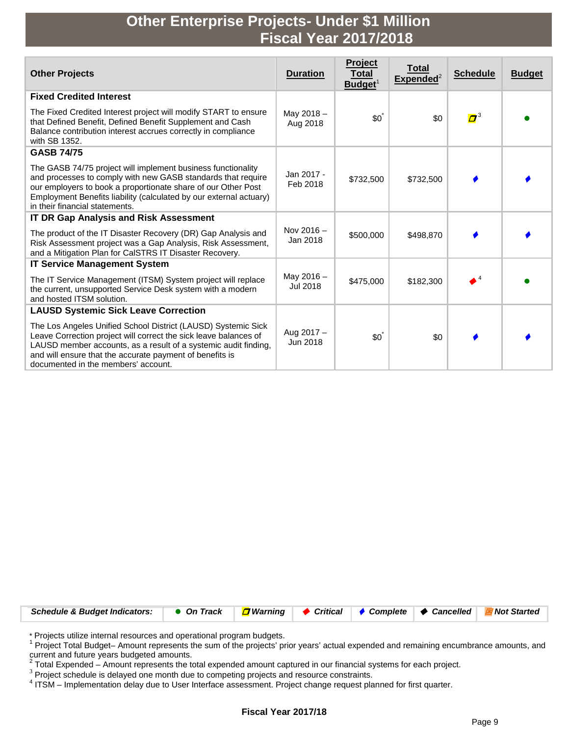# Other Enterprise Projects- Under $1 Million
# Fiscal Year 2017/2018

| Other Projects | Duration | Project Total Budget[1] | Total Expended[2] | Schedule | Budget |
|---|---|---|---|---|---|
| **Fixed Credited Interest**<br>The Fixed Credited Interest project will modify START to ensure that Defined Benefit, Defined Benefit Supplement and Cash Balance contribution interest accrues correctly in compliance with SB 1352. | May 2018 – Aug 2018 | $0[*] | $0 | Warning[3] | On Track |
| **GASB 74/75**<br>The GASB 74/75 project will implement business functionality and processes to comply with new GASB standards that require our employers to book a proportionate share of our Other Post Employment Benefits liability (calculated by our external actuary) in their financial statements. | Jan 2017 - Feb 2018 | $732,500 | $732,500 | Complete | Complete |
| **IT DR Gap Analysis and Risk Assessment**<br>The product of the IT Disaster Recovery (DR) Gap Analysis and Risk Assessment project was a Gap Analysis, Risk Assessment, and a Mitigation Plan for CalSTRS IT Disaster Recovery. | Nov 2016 – Jan 2018 | $500,000 | $498,870 | Complete | Complete |
| **IT Service Management System**<br>The IT Service Management (ITSM) System project will replace the current, unsupported Service Desk system with a modern and hosted ITSM solution. | May 2016 – Jul 2018 | $475,000 | $182,300 | Critical[4] | On Track |
| **LAUSD Systemic Sick Leave Correction**<br>The Los Angeles Unified School District (LAUSD) Systemic Sick Leave Correction project will correct the sick leave balances of LAUSD member accounts, as a result of a systemic audit finding, and will ensure that the accurate payment of benefits is documented in the members' account. | Aug 2017 – Jun 2018 | $0[*] | $0 | Complete | Complete |

| *Schedule & Budget Indicators:* | ● *On Track* | *Warning* | ◆ *Critical* | ◆ *Complete* | ◆ *Cancelled* | *Not Started* |
|---|---|---|---|---|---|---|

[*] Projects utilize internal resources and operational program budgets.
[1] Project Total Budget– Amount represents the sum of the projects' prior years' actual expended and remaining encumbrance amounts, and current and future years budgeted amounts.
[2] Total Expended – Amount represents the total expended amount captured in our financial systems for each project.
[3] Project schedule is delayed one month due to competing projects and resource constraints.
[4] ITSM – Implementation delay due to User Interface assessment. Project change request planned for first quarter.